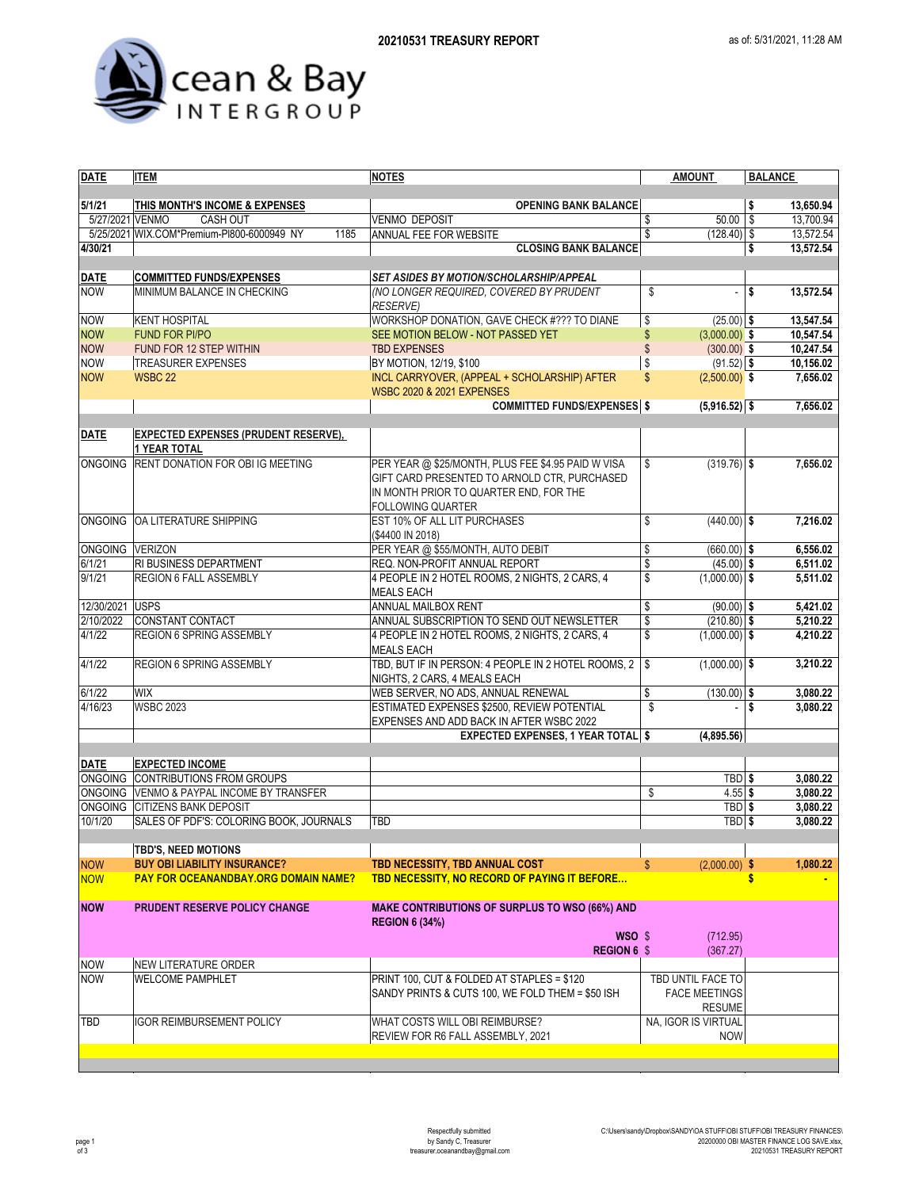# 20210531 TREASURY REPORT

as of: 5/31/2021, 11:28 AM

Ocean & Bay INTERGROUP

| DATE | ITEM | NOTES | AMOUNT | BALANCE |
|---|---|---|---|---|
| 5/1/21 | **THIS MONTH'S INCOME & EXPENSES** | **OPENING BANK BALANCE** | | **$ 13,650.94** |
| 5/27/2021 | VENMO CASH OUT | VENMO DEPOSIT | $ 50.00 | $ 13,700.94 |
| 5/25/2021 | WIX.COM*Premium-PI800-6000949 NY 1185 | ANNUAL FEE FOR WEBSITE | $ (128.40) | $ 13,572.54 |
| 4/30/21 | | **CLOSING BANK BALANCE** | | **$ 13,572.54** |
| **DATE** | **COMMITTED FUNDS/EXPENSES** | ***SET ASIDES BY MOTION/SCHOLARSHIP/APPEAL*** | | |
| NOW | MINIMUM BALANCE IN CHECKING | *(NO LONGER REQUIRED, COVERED BY PRUDENT RESERVE)* | $ - | **$ 13,572.54** |
| NOW | KENT HOSPITAL | WORKSHOP DONATION, GAVE CHECK #??? TO DIANE | $ (25.00) | **$ 13,547.54** |
| NOW | FUND FOR PI/PO | SEE MOTION BELOW - NOT PASSED YET | $ (3,000.00) | **$ 10,547.54** |
| NOW | FUND FOR 12 STEP WITHIN | TBD EXPENSES | $ (300.00) | **$ 10,247.54** |
| NOW | TREASURER EXPENSES | BY MOTION, 12/19, $100 | $ (91.52) | **$ 10,156.02** |
| NOW | WSBC 22 | INCL CARRYOVER, (APPEAL + SCHOLARSHIP) AFTER WSBC 2020 & 2021 EXPENSES | $ (2,500.00) | **$ 7,656.02** |
| | | **COMMITTED FUNDS/EXPENSES** | **$ (5,916.52)** | **$ 7,656.02** |
| **DATE** | **EXPECTED EXPENSES (PRUDENT RESERVE), 1 YEAR TOTAL** | | | |
| ONGOING | RENT DONATION FOR OBI IG MEETING | PER YEAR @ $25/MONTH, PLUS FEE $4.95 PAID W VISA GIFT CARD PRESENTED TO ARNOLD CTR, PURCHASED IN MONTH PRIOR TO QUARTER END, FOR THE FOLLOWING QUARTER | $ (319.76) | **$ 7,656.02** |
| ONGOING | OA LITERATURE SHIPPING | EST 10% OF ALL LIT PURCHASES ($4400 IN 2018) | $ (440.00) | **$ 7,216.02** |
| ONGOING | VERIZON | PER YEAR @ $55/MONTH, AUTO DEBIT | $ (660.00) | **$ 6,556.02** |
| 6/1/21 | RI BUSINESS DEPARTMENT | REQ. NON-PROFIT ANNUAL REPORT | $ (45.00) | **$ 6,511.02** |
| 9/1/21 | REGION 6 FALL ASSEMBLY | 4 PEOPLE IN 2 HOTEL ROOMS, 2 NIGHTS, 2 CARS, 4 MEALS EACH | $ (1,000.00) | **$ 5,511.02** |
| 12/30/2021 | USPS | ANNUAL MAILBOX RENT | $ (90.00) | **$ 5,421.02** |
| 2/10/2022 | CONSTANT CONTACT | ANNUAL SUBSCRIPTION TO SEND OUT NEWSLETTER | $ (210.80) | **$ 5,210.22** |
| 4/1/22 | REGION 6 SPRING ASSEMBLY | 4 PEOPLE IN 2 HOTEL ROOMS, 2 NIGHTS, 2 CARS, 4 MEALS EACH | $ (1,000.00) | **$ 4,210.22** |
| 4/1/22 | REGION 6 SPRING ASSEMBLY | TBD, BUT IF IN PERSON: 4 PEOPLE IN 2 HOTEL ROOMS, 2 NIGHTS, 2 CARS, 4 MEALS EACH | $ (1,000.00) | **$ 3,210.22** |
| 6/1/22 | WIX | WEB SERVER, NO ADS, ANNUAL RENEWAL | $ (130.00) | **$ 3,080.22** |
| 4/16/23 | WSBC 2023 | ESTIMATED EXPENSES $2500, REVIEW POTENTIAL EXPENSES AND ADD BACK IN AFTER WSBC 2022 | $ - | **$ 3,080.22** |
| | | **EXPECTED EXPENSES, 1 YEAR TOTAL** | **$ (4,895.56)** | |
| **DATE** | **EXPECTED INCOME** | | | |
| ONGOING | CONTRIBUTIONS FROM GROUPS | | TBD | **$ 3,080.22** |
| ONGOING | VENMO & PAYPAL INCOME BY TRANSFER | | $ 4.55 | **$ 3,080.22** |
| ONGOING | CITIZENS BANK DEPOSIT | | TBD | **$ 3,080.22** |
| 10/1/20 | SALES OF PDF'S: COLORING BOOK, JOURNALS | TBD | TBD | **$ 3,080.22** |
| | **TBD'S, NEED MOTIONS** | | | |
| **NOW** | **BUY OBI LIABILITY INSURANCE?** | **TBD NECESSITY, TBD ANNUAL COST** | $ (2,000.00) | **$ 1,080.22** |
| **NOW** | **PAY FOR OCEANANDBAY.ORG DOMAIN NAME?** | **TBD NECESSITY, NO RECORD OF PAYING IT BEFORE...** | | **$ -** |
| **NOW** | **PRUDENT RESERVE POLICY CHANGE** | **MAKE CONTRIBUTIONS OF SURPLUS TO WSO (66%) AND REGION 6 (34%)** | | |
| | | **WSO** | $ (712.95) | |
| | | **REGION 6** | $ (367.27) | |
| NOW | NEW LITERATURE ORDER | | | |
| NOW | WELCOME PAMPHLET | PRINT 100, CUT & FOLDED AT STAPLES = $120 SANDY PRINTS & CUTS 100, WE FOLD THEM = $50 ISH | TBD UNTIL FACE TO FACE MEETINGS RESUME | |
| TBD | IGOR REIMBURSEMENT POLICY | WHAT COSTS WILL OBI REIMBURSE? REVIEW FOR R6 FALL ASSEMBLY, 2021 | NA, IGOR IS VIRTUAL NOW | |

Respectfully submitted
by Sandy C, Treasurer
treasurer.oceanandbay@gmail.com

C:\Users\sandy\Dropbox\SANDY\OA STUFF\OBI STUFF\OBI TREASURY FINANCES\20200000 OBI MASTER FINANCE LOG SAVE.xlsx, 20210531 TREASURY REPORT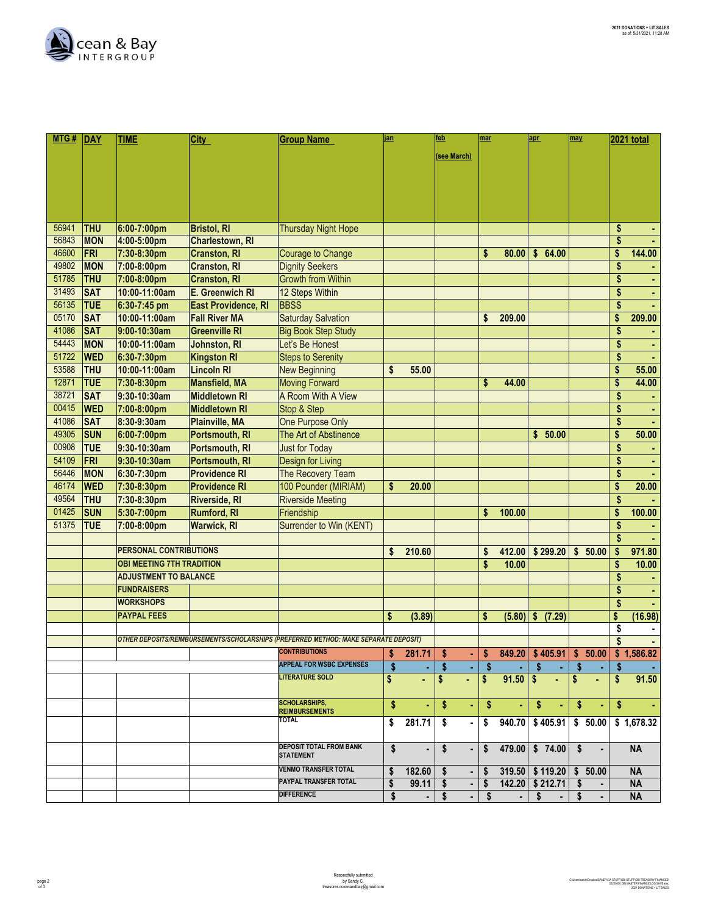Ocean & Bay INTERGROUP

**2021 DONATIONS + LIT SALES**
as of: 5/31/2021, 11:28 AM

| MTG # | DAY | TIME | City | Group Name | jan | feb (see March) | mar | apr | may | 2021 total |
|---|---|---|---|---|---|---|---|---|---|---|
| 56941 | THU | 6:00-7:00pm | Bristol, RI | Thursday Night Hope | | | | | | $ - |
| 56843 | MON | 4:00-5:00pm | Charlestown, RI | | | | | | | $ - |
| 46600 | FRI | 7:30-8:30pm | Cranston, RI | Courage to Change | | | $ 80.00 | $ 64.00 | | $ 144.00 |
| 49802 | MON | 7:00-8:00pm | Cranston, RI | Dignity Seekers | | | | | | $ - |
| 51785 | THU | 7:00-8:00pm | Cranston, RI | Growth from Within | | | | | | $ - |
| 31493 | SAT | 10:00-11:00am | E. Greenwich RI | 12 Steps Within | | | | | | $ - |
| 56135 | TUE | 6:30-7:45 pm | East Providence, RI | BBSS | | | | | | $ - |
| 05170 | SAT | 10:00-11:00am | Fall River MA | Saturday Salvation | | | $ 209.00 | | | $ 209.00 |
| 41086 | SAT | 9:00-10:30am | Greenville RI | Big Book Step Study | | | | | | $ - |
| 54443 | MON | 10:00-11:00am | Johnston, RI | Let's Be Honest | | | | | | $ - |
| 51722 | WED | 6:30-7:30pm | Kingston RI | Steps to Serenity | | | | | | $ - |
| 53588 | THU | 10:00-11:00am | Lincoln RI | New Beginning | $ 55.00 | | | | | $ 55.00 |
| 12871 | TUE | 7:30-8:30pm | Mansfield, MA | Moving Forward | | | $ 44.00 | | | $ 44.00 |
| 38721 | SAT | 9:30-10:30am | Middletown RI | A Room With A View | | | | | | $ - |
| 00415 | WED | 7:00-8:00pm | Middletown RI | Stop & Step | | | | | | $ - |
| 41086 | SAT | 8:30-9:30am | Plainville, MA | One Purpose Only | | | | | | $ - |
| 49305 | SUN | 6:00-7:00pm | Portsmouth, RI | The Art of Abstinence | | | | $ 50.00 | | $ 50.00 |
| 00908 | TUE | 9:30-10:30am | Portsmouth, RI | Just for Today | | | | | | $ - |
| 54109 | FRI | 9:30-10:30am | Portsmouth, RI | Design for Living | | | | | | $ - |
| 56446 | MON | 6:30-7:30pm | Providence RI | The Recovery Team | | | | | | $ - |
| 46174 | WED | 7:30-8:30pm | Providence RI | 100 Pounder (MIRIAM) | $ 20.00 | | | | | $ 20.00 |
| 49564 | THU | 7:30-8:30pm | Riverside, RI | Riverside Meeting | | | | | | $ - |
| 01425 | SUN | 5:30-7:00pm | Rumford, RI | Friendship | | | $ 100.00 | | | $ 100.00 |
| 51375 | TUE | 7:00-8:00pm | Warwick, RI | Surrender to Win (KENT) | | | | | | $ - |
| | | | | | | | | | | $ - |
| | | PERSONAL CONTRIBUTIONS | | | $ 210.60 | | $ 412.00 | $ 299.20 | $ 50.00 | $ 971.80 |
| | | OBI MEETING 7TH TRADITION | | | | | $ 10.00 | | | $ 10.00 |
| | | ADJUSTMENT TO BALANCE | | | | | | | | $ - |
| | | FUNDRAISERS | | | | | | | | $ - |
| | | WORKSHOPS | | | | | | | | $ - |
| | | PAYPAL FEES | | | $ (3.89) | | $ (5.80) | $ (7.29) | | $ (16.98) |
| | | | | | | | | | | $ - |
| | | *OTHER DEPOSITS/REIMBURSEMENTS/SCHOLARSHIPS (PREFERRED METHOD: MAKE SEPARATE DEPOSIT)* | | | | | | | | $ - |
| | | | | CONTRIBUTIONS | $ 281.71 | $ - | $ 849.20 | $ 405.91 | $ 50.00 | $ 1,586.82 |
| | | | | APPEAL FOR WSBC EXPENSES | $ - | $ - | $ - | $ - | $ - | $ - |
| | | | | LITERATURE SOLD | $ - | $ - | $ 91.50 | $ - | $ - | $ 91.50 |
| | | | | SCHOLARSHIPS, REIMBURSEMENTS | $ - | $ - | $ - | $ - | $ - | $ - |
| | | | | TOTAL | $ 281.71 | $ - | $ 940.70 | $ 405.91 | $ 50.00 | $ 1,678.32 |
| | | | | DEPOSIT TOTAL FROM BANK STATEMENT | $ - | $ - | $ 479.00 | $ 74.00 | $ - | NA |
| | | | | VENMO TRANSFER TOTAL | $ 182.60 | $ - | $ 319.50 | $ 119.20 | $ 50.00 | NA |
| | | | | PAYPAL TRANSFER TOTAL | $ 99.11 | $ - | $ 142.20 | $ 212.71 | $ - | NA |
| | | | | DIFFERENCE | $ - | $ - | $ - | $ - | $ - | NA |

Respectfully submitted
by Sandy C.
treasurer.oceanandbay@gmail.com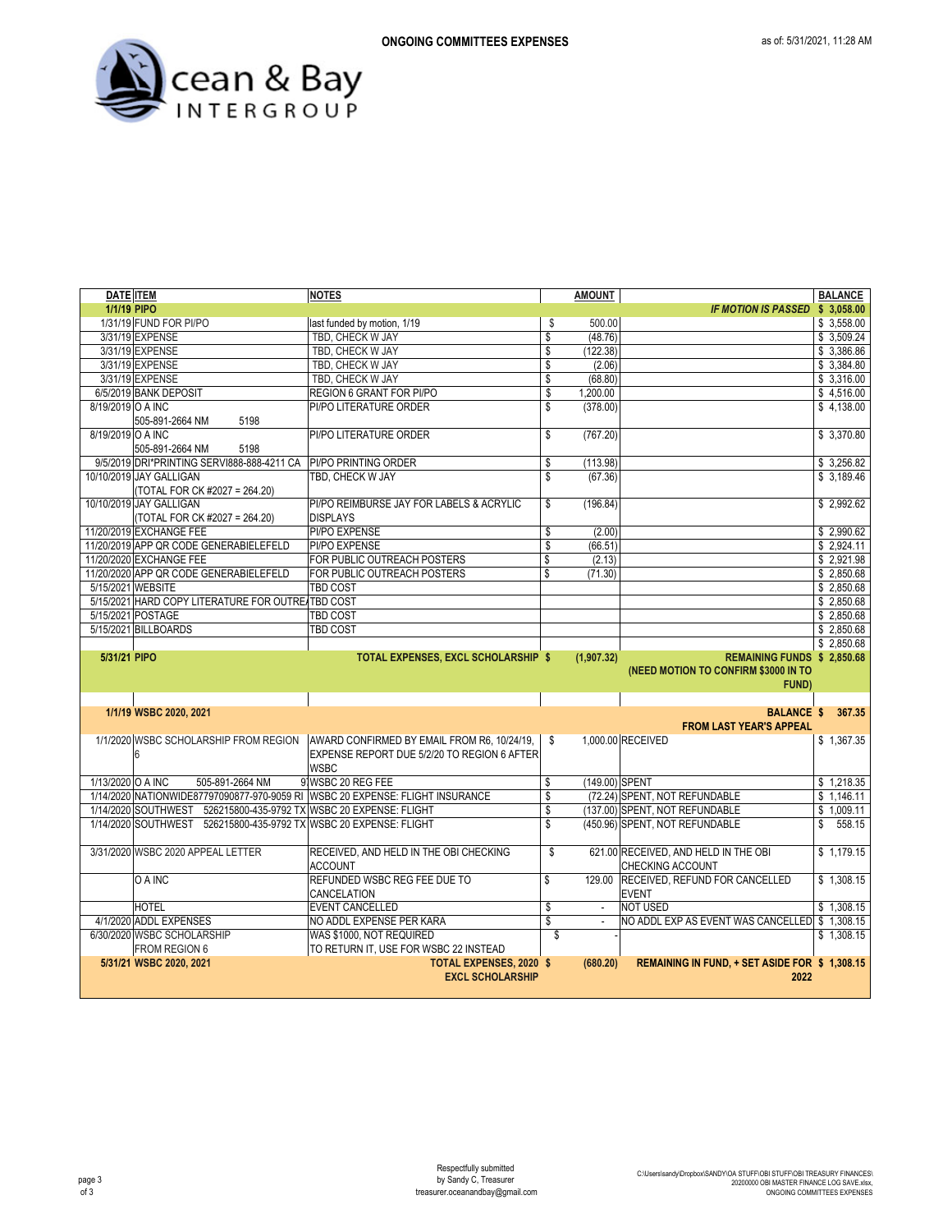# ONGOING COMMITTEES EXPENSES

as of: 5/31/2021, 11:28 AM

Ocean & Bay INTERGROUP

| DATE | ITEM | NOTES | AMOUNT | | BALANCE |
|---|---|---|---|---|---|
| 1/1/19 | PIPO | | | *IF MOTION IS PASSED* | $ 3,058.00 |
| 1/31/19 | FUND FOR PI/PO | last funded by motion, 1/19 | $ 500.00 | | $ 3,558.00 |
| 3/31/19 | EXPENSE | TBD, CHECK W JAY | $ (48.76) | | $ 3,509.24 |
| 3/31/19 | EXPENSE | TBD, CHECK W JAY | $ (122.38) | | $ 3,386.86 |
| 3/31/19 | EXPENSE | TBD, CHECK W JAY | $ (2.06) | | $ 3,384.80 |
| 3/31/19 | EXPENSE | TBD, CHECK W JAY | $ (68.80) | | $ 3,316.00 |
| 6/5/2019 | BANK DEPOSIT | REGION 6 GRANT FOR PI/PO | $ 1,200.00 | | $ 4,516.00 |
| 8/19/2019 | O A INC 505-891-2664 NM 5198 | PI/PO LITERATURE ORDER | $ (378.00) | | $ 4,138.00 |
| 8/19/2019 | O A INC 505-891-2664 NM 5198 | PI/PO LITERATURE ORDER | $ (767.20) | | $ 3,370.80 |
| 9/5/2019 | DRI*PRINTING SERVI888-888-4211 CA | PI/PO PRINTING ORDER | $ (113.98) | | $ 3,256.82 |
| 10/10/2019 | JAY GALLIGAN (TOTAL FOR CK #2027 = 264.20) | TBD, CHECK W JAY | $ (67.36) | | $ 3,189.46 |
| 10/10/2019 | JAY GALLIGAN (TOTAL FOR CK #2027 = 264.20) | PI/PO REIMBURSE JAY FOR LABELS & ACRYLIC DISPLAYS | $ (196.84) | | $ 2,992.62 |
| 11/20/2019 | EXCHANGE FEE | PI/PO EXPENSE | $ (2.00) | | $ 2,990.62 |
| 11/20/2019 | APP QR CODE GENERABIELEFELD | PI/PO EXPENSE | $ (66.51) | | $ 2,924.11 |
| 11/20/2020 | EXCHANGE FEE | FOR PUBLIC OUTREACH POSTERS | $ (2.13) | | $ 2,921.98 |
| 11/20/2020 | APP QR CODE GENERABIELEFELD | FOR PUBLIC OUTREACH POSTERS | $ (71.30) | | $ 2,850.68 |
| 5/15/2021 | WEBSITE | TBD COST | | | $ 2,850.68 |
| 5/15/2021 | HARD COPY LITERATURE FOR OUTRE | TBD COST | | | $ 2,850.68 |
| 5/15/2021 | POSTAGE | TBD COST | | | $ 2,850.68 |
| 5/15/2021 | BILLBOARDS | TBD COST | | | $ 2,850.68 |
| | | | | | $ 2,850.68 |
| **5/31/21** | **PIPO** | **TOTAL EXPENSES, EXCL SCHOLARSHIP** | **$ (1,907.32)** | **REMAINING FUNDS (NEED MOTION TO CONFIRM $3000 IN TO FUND)** | **$ 2,850.68** |
| | | | | | |
| **1/1/19** | **WSBC 2020, 2021** | | | **BALANCE FROM LAST YEAR'S APPEAL** | **$ 367.35** |
| 1/1/2020 | WSBC SCHOLARSHIP FROM REGION 6 | AWARD CONFIRMED BY EMAIL FROM R6, 10/24/19, EXPENSE REPORT DUE 5/2/20 TO REGION 6 AFTER WSBC | $ 1,000.00 | RECEIVED | $ 1,367.35 |
| 1/13/2020 | O A INC 505-891-2664 NM 9 | WSBC 20 REG FEE | $ (149.00) | SPENT | $ 1,218.35 |
| 1/14/2020 | NATIONWIDE87797090877-970-9059 RI | WSBC 20 EXPENSE: FLIGHT INSURANCE | $ (72.24) | SPENT, NOT REFUNDABLE | $ 1,146.11 |
| 1/14/2020 | SOUTHWEST 526215800-435-9792 TX | WSBC 20 EXPENSE: FLIGHT | $ (137.00) | SPENT, NOT REFUNDABLE | $ 1,009.11 |
| 1/14/2020 | SOUTHWEST 526215800-435-9792 TX | WSBC 20 EXPENSE: FLIGHT | $ (450.96) | SPENT, NOT REFUNDABLE | $ 558.15 |
| 3/31/2020 | WSBC 2020 APPEAL LETTER | RECEIVED, AND HELD IN THE OBI CHECKING ACCOUNT | $ 621.00 | RECEIVED, AND HELD IN THE OBI CHECKING ACCOUNT | $ 1,179.15 |
| | O A INC | REFUNDED WSBC REG FEE DUE TO CANCELATION | $ 129.00 | RECEIVED, REFUND FOR CANCELLED EVENT | $ 1,308.15 |
| | HOTEL | EVENT CANCELLED | $ - | NOT USED | $ 1,308.15 |
| 4/1/2020 | ADDL EXPENSES | NO ADDL EXPENSE PER KARA | $ - | NO ADDL EXP AS EVENT WAS CANCELLED | $ 1,308.15 |
| 6/30/2020 | WSBC SCHOLARSHIP FROM REGION 6 | WAS $1000, NOT REQUIRED TO RETURN IT, USE FOR WSBC 22 INSTEAD | $ - | | $ 1,308.15 |
| **5/31/21** | **WSBC 2020, 2021** | **TOTAL EXPENSES, 2020 EXCL SCHOLARSHIP** | **$ (680.20)** | **REMAINING IN FUND, + SET ASIDE FOR 2022** | **$ 1,308.15** |

Respectfully submitted
by Sandy C, Treasurer
treasurer.oceanandbay@gmail.com

C:\Users\sandy\Dropbox\SANDY\OA STUFF\OBI STUFF\OBI TREASURY FINANCES\20200000 OBI MASTER FINANCE LOG SAVE.xlsx, ONGOING COMMITTEES EXPENSES